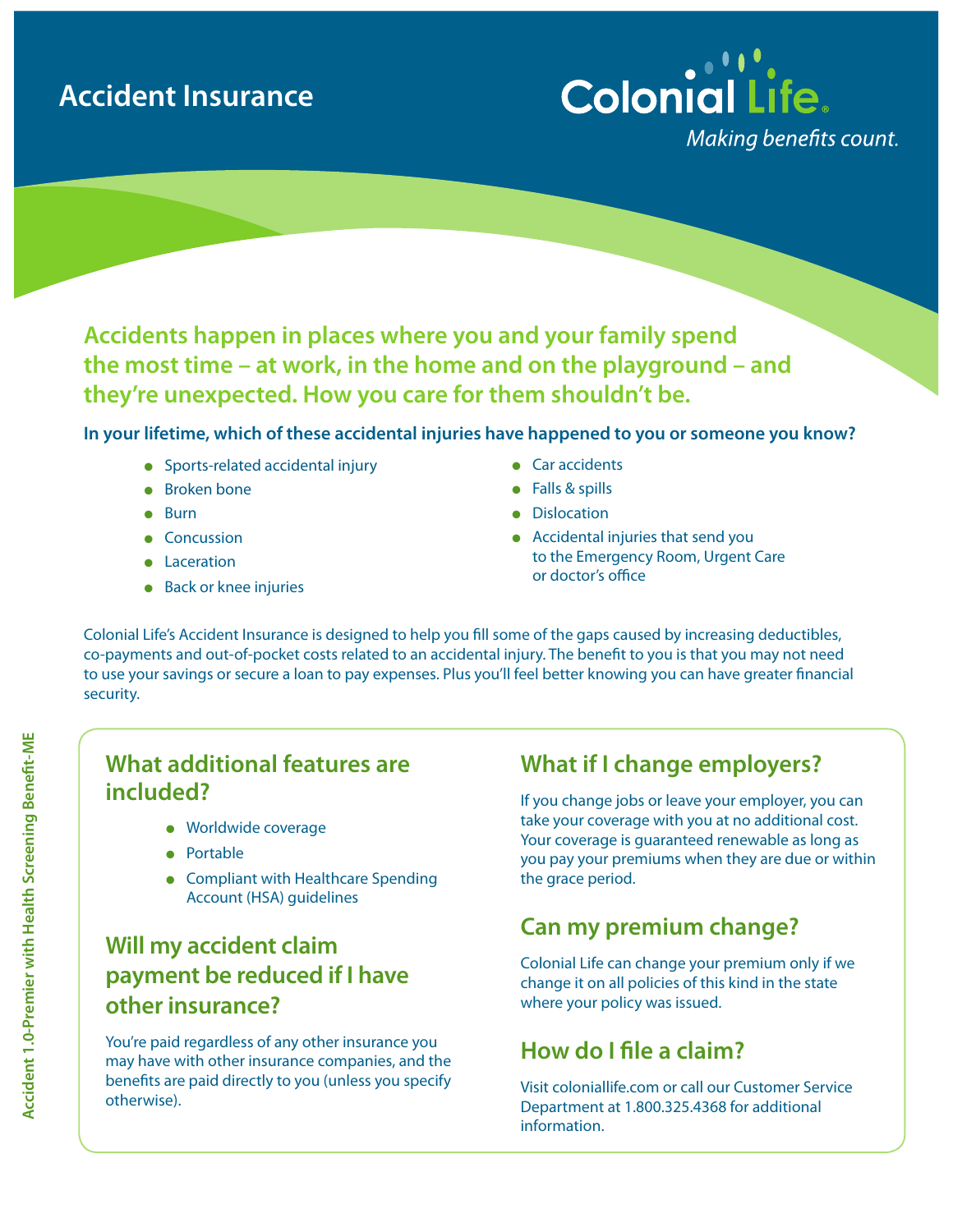# Accident Insurance

**Colonial Life**

*Making benefits count.*

## Accidents happen in places where you and your family spend the most time – at work, in the home and on the playground – and they're unexpected. How you care for them shouldn't be.

**In your lifetime, which of these accidental injuries have happened to you or someone you know?**

- Sports-related accidental injury
- Broken bone
- Burn
- Concussion
- Laceration
- Back or knee injuries
- Car accidents
- Falls & spills
- Dislocation
- Accidental injuries that send you to the Emergency Room, Urgent Care or doctor's office

Colonial Life's Accident Insurance is designed to help you fill some of the gaps caused by increasing deductibles, co-payments and out-of-pocket costs related to an accidental injury. The benefit to you is that you may not need to use your savings or secure a loan to pay expenses. Plus you'll feel better knowing you can have greater financial security.

## What additional features are included?

- Worldwide coverage
- Portable
- Compliant with Healthcare Spending Account (HSA) guidelines

## Will my accident claim payment be reduced if I have other insurance?

You're paid regardless of any other insurance you may have with other insurance companies, and the benefits are paid directly to you (unless you specify otherwise).

## What if I change employers?

If you change jobs or leave your employer, you can take your coverage with you at no additional cost. Your coverage is guaranteed renewable as long as you pay your premiums when they are due or within the grace period.

## Can my premium change?

Colonial Life can change your premium only if we change it on all policies of this kind in the state where your policy was issued.

## How do I file a claim?

Visit coloniallife.com or call our Customer Service Department at 1.800.325.4368 for additional information.

Accident 1.0-Premier with Health Screening Benefit-ME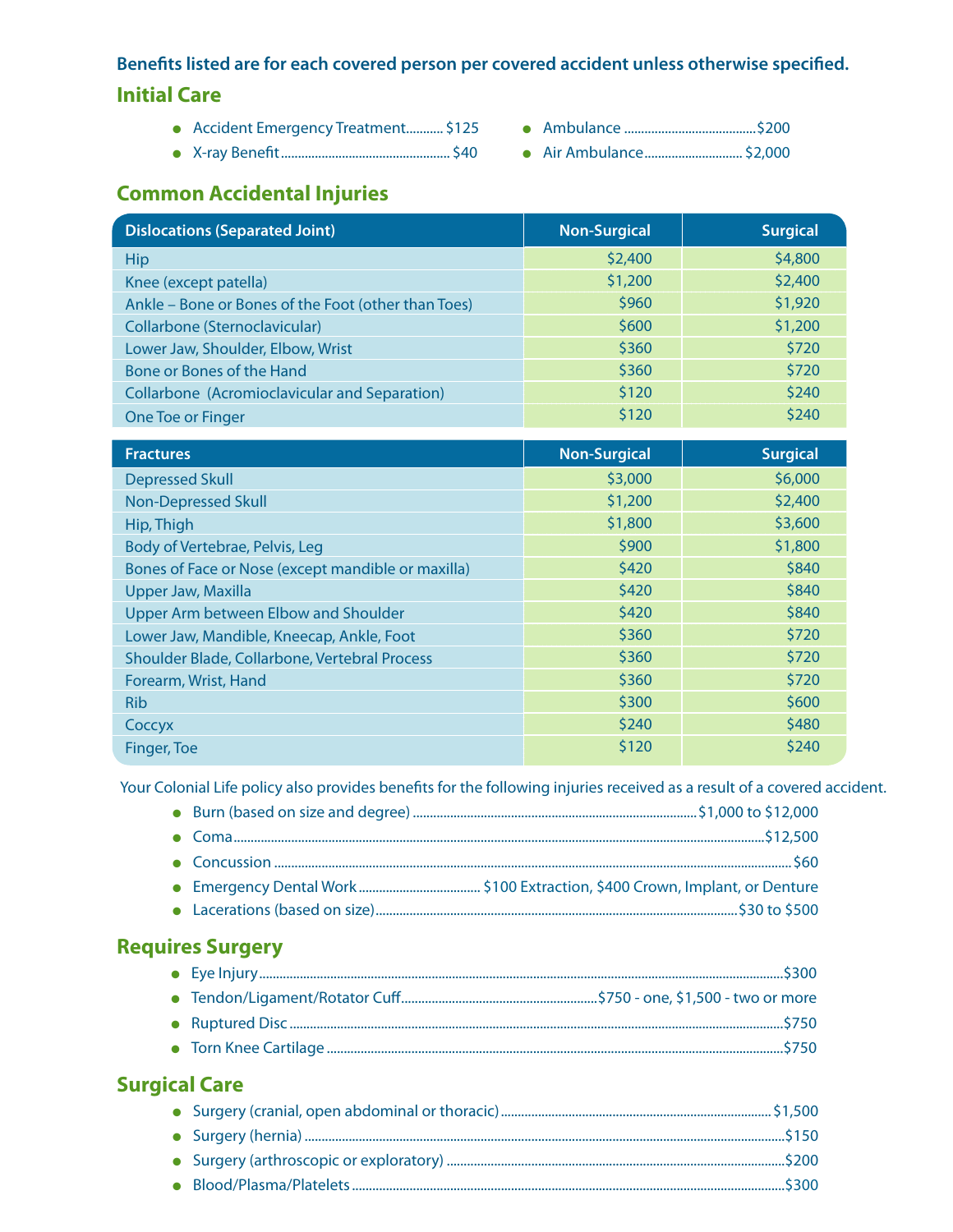**Benefits listed are for each covered person per covered accident unless otherwise specified.**

## Initial Care

- Accident Emergency Treatment........... $125
- X-ray Benefit........................................ $40
- Ambulance ....................................... $200
- Air Ambulance............................. $2,000

## Common Accidental Injuries

| Dislocations (Separated Joint) | Non-Surgical | Surgical |
|---|---|---|
| Hip | $2,400 | $4,800 |
| Knee (except patella) | $1,200 | $2,400 |
| Ankle – Bone or Bones of the Foot (other than Toes) | $960 | $1,920 |
| Collarbone (Sternoclavicular) | $600 | $1,200 |
| Lower Jaw, Shoulder, Elbow, Wrist | $360 | $720 |
| Bone or Bones of the Hand | $360 | $720 |
| Collarbone (Acromioclavicular and Separation) | $120 | $240 |
| One Toe or Finger | $120 | $240 |

| Fractures | Non-Surgical | Surgical |
|---|---|---|
| Depressed Skull | $3,000 | $6,000 |
| Non-Depressed Skull | $1,200 | $2,400 |
| Hip, Thigh | $1,800 | $3,600 |
| Body of Vertebrae, Pelvis, Leg | $900 | $1,800 |
| Bones of Face or Nose (except mandible or maxilla) | $420 | $840 |
| Upper Jaw, Maxilla | $420 | $840 |
| Upper Arm between Elbow and Shoulder | $420 | $840 |
| Lower Jaw, Mandible, Kneecap, Ankle, Foot | $360 | $720 |
| Shoulder Blade, Collarbone, Vertebral Process | $360 | $720 |
| Forearm, Wrist, Hand | $360 | $720 |
| Rib | $300 | $600 |
| Coccyx | $240 | $480 |
| Finger, Toe | $120 | $240 |

Your Colonial Life policy also provides benefits for the following injuries received as a result of a covered accident.

- Burn (based on size and degree) ........................................ $1,000 to $12,000
- Coma........................................................................ $12,500
- Concussion ................................................................. $60
- Emergency Dental Work.................................... $100 Extraction, $400 Crown, Implant, or Denture
- Lacerations (based on size)........................................ $30 to $500

## Requires Surgery

- Eye Injury.................................................................. $300
- Tendon/Ligament/Rotator Cuff........................................ $750 - one, $1,500 - two or more
- Ruptured Disc ............................................................. $750
- Torn Knee Cartilage ..................................................... $750

## Surgical Care

- Surgery (cranial, open abdominal or thoracic)........................ $1,500
- Surgery (hernia) .......................................................... $150
- Surgery (arthroscopic or exploratory) ................................. $200
- Blood/Plasma/Platelets ................................................... $300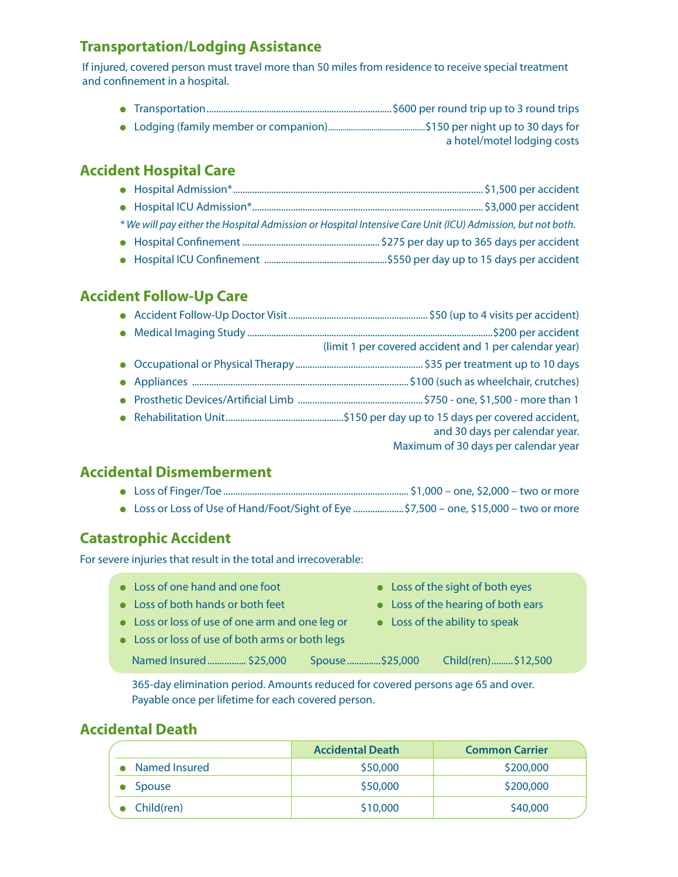## Transportation/Lodging Assistance

If injured, covered person must travel more than 50 miles from residence to receive special treatment and confinement in a hospital.

- Transportation ........ $600 per round trip up to 3 round trips
- Lodging (family member or companion) ........ $150 per night up to 30 days for a hotel/motel lodging costs

## Accident Hospital Care

- Hospital Admission* ........ $1,500 per accident
- Hospital ICU Admission* ........ $3,000 per accident

*\* We will pay either the Hospital Admission or Hospital Intensive Care Unit (ICU) Admission, but not both.*

- Hospital Confinement ........ $275 per day up to 365 days per accident
- Hospital ICU Confinement ........ $550 per day up to 15 days per accident

## Accident Follow-Up Care

- Accident Follow-Up Doctor Visit ........ $50 (up to 4 visits per accident)
- Medical Imaging Study ........ $200 per accident (limit 1 per covered accident and 1 per calendar year)
- Occupational or Physical Therapy ........ $35 per treatment up to 10 days
- Appliances ........ $100 (such as wheelchair, crutches)
- Prosthetic Devices/Artificial Limb ........ $750 - one, $1,500 - more than 1
- Rehabilitation Unit ........ $150 per day up to 15 days per covered accident, and 30 days per calendar year. Maximum of 30 days per calendar year

## Accidental Dismemberment

- Loss of Finger/Toe ........ $1,000 – one, $2,000 – two or more
- Loss or Loss of Use of Hand/Foot/Sight of Eye ........ $7,500 – one, $15,000 – two or more

## Catastrophic Accident

For severe injuries that result in the total and irrecoverable:

- Loss of one hand and one foot
- Loss of both hands or both feet
- Loss or loss of use of one arm and one leg or
- Loss or loss of use of both arms or both legs
- Loss of the sight of both eyes
- Loss of the hearing of both ears
- Loss of the ability to speak

Named Insured ........ $25,000 Spouse ........ $25,000 Child(ren) ........ $12,500

365-day elimination period. Amounts reduced for covered persons age 65 and over. Payable once per lifetime for each covered person.

## Accidental Death

| | Accidental Death | Common Carrier |
|---|---|---|
| Named Insured | $50,000 | $200,000 |
| Spouse | $50,000 | $200,000 |
| Child(ren) | $10,000 | $40,000 |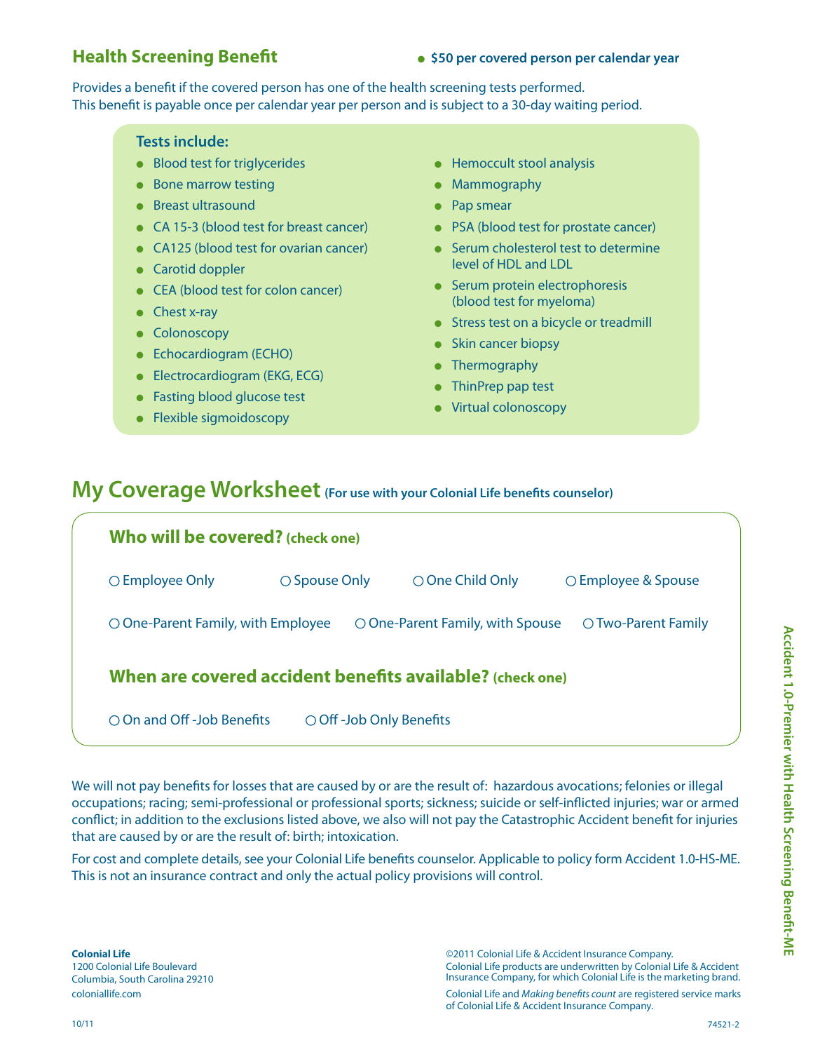## Health Screening Benefit

- **$50 per covered person per calendar year**

Provides a benefit if the covered person has one of the health screening tests performed. This benefit is payable once per calendar year per person and is subject to a 30-day waiting period.

**Tests include:**

- Blood test for triglycerides
- Bone marrow testing
- Breast ultrasound
- CA 15-3 (blood test for breast cancer)
- CA125 (blood test for ovarian cancer)
- Carotid doppler
- CEA (blood test for colon cancer)
- Chest x-ray
- Colonoscopy
- Echocardiogram (ECHO)
- Electrocardiogram (EKG, ECG)
- Fasting blood glucose test
- Flexible sigmoidoscopy
- Hemoccult stool analysis
- Mammography
- Pap smear
- PSA (blood test for prostate cancer)
- Serum cholesterol test to determine level of HDL and LDL
- Serum protein electrophoresis (blood test for myeloma)
- Stress test on a bicycle or treadmill
- Skin cancer biopsy
- Thermography
- ThinPrep pap test
- Virtual colonoscopy

## My Coverage Worksheet (For use with your Colonial Life benefits counselor)

### Who will be covered? (check one)

○ Employee Only ○ Spouse Only ○ One Child Only ○ Employee & Spouse

○ One-Parent Family, with Employee ○ One-Parent Family, with Spouse ○ Two-Parent Family

### When are covered accident benefits available? (check one)

○ On and Off -Job Benefits ○ Off -Job Only Benefits

We will not pay benefits for losses that are caused by or are the result of: hazardous avocations; felonies or illegal occupations; racing; semi-professional or professional sports; sickness; suicide or self-inflicted injuries; war or armed conflict; in addition to the exclusions listed above, we also will not pay the Catastrophic Accident benefit for injuries that are caused by or are the result of: birth; intoxication.

For cost and complete details, see your Colonial Life benefits counselor. Applicable to policy form Accident 1.0-HS-ME. This is not an insurance contract and only the actual policy provisions will control.

Accident 1.0-Premier with Health Screening Benefit-ME

**Colonial Life**
1200 Colonial Life Boulevard
Columbia, South Carolina 29210
coloniallife.com

©2011 Colonial Life & Accident Insurance Company.
Colonial Life products are underwritten by Colonial Life & Accident Insurance Company, for which Colonial Life is the marketing brand.

Colonial Life and *Making benefits count* are registered service marks of Colonial Life & Accident Insurance Company.

10/11

74521-2